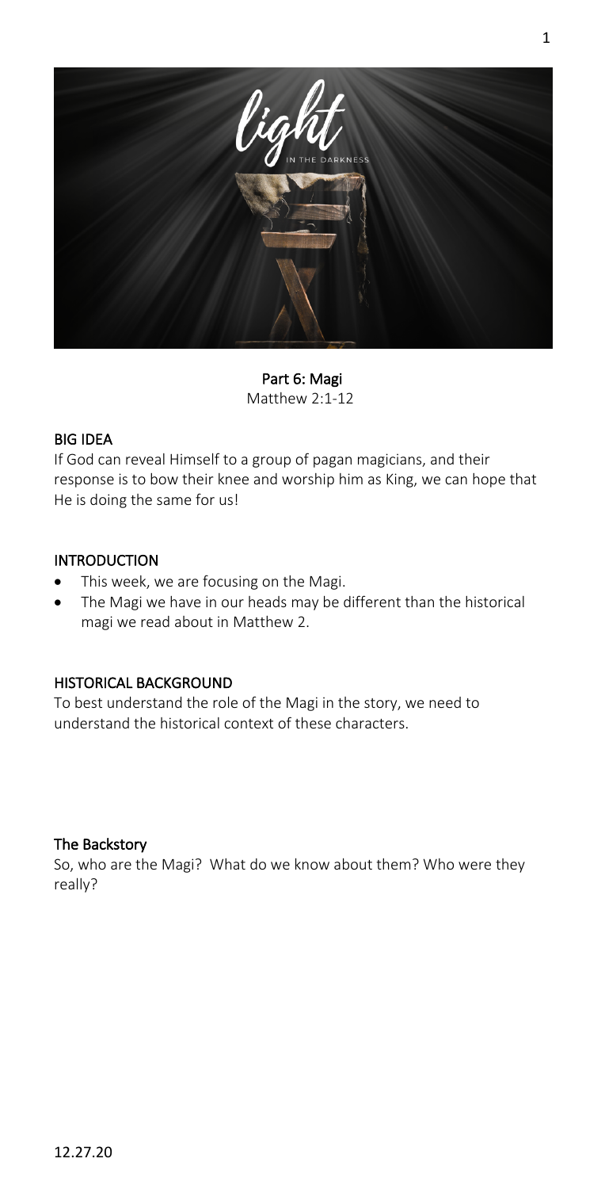Part 6: Magi
Matthew 2:1-12

## BIG IDEA

If God can reveal Himself to a group of pagan magicians, and their response is to bow their knee and worship him as King, we can hope that He is doing the same for us!

## INTRODUCTION

- This week, we are focusing on the Magi.
- The Magi we have in our heads may be different than the historical magi we read about in Matthew 2.

## HISTORICAL BACKGROUND

To best understand the role of the Magi in the story, we need to understand the historical context of these characters.

### The Backstory

So, who are the Magi? What do we know about them? Who were they really?

12.27.20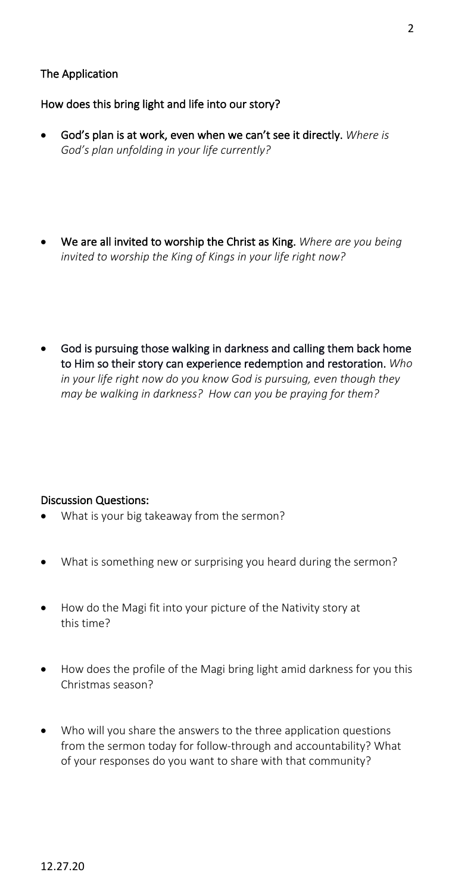## The Application

### How does this bring light and life into our story?

- **God's plan is at work, even when we can't see it directly.** *Where is God's plan unfolding in your life currently?*

- **We are all invited to worship the Christ as King.** *Where are you being invited to worship the King of Kings in your life right now?*

- **God is pursuing those walking in darkness and calling them back home to Him so their story can experience redemption and restoration.** *Who in your life right now do you know God is pursuing, even though they may be walking in darkness? How can you be praying for them?*

### Discussion Questions:

- What is your big takeaway from the sermon?
- What is something new or surprising you heard during the sermon?
- How do the Magi fit into your picture of the Nativity story at this time?
- How does the profile of the Magi bring light amid darkness for you this Christmas season?
- Who will you share the answers to the three application questions from the sermon today for follow-through and accountability? What of your responses do you want to share with that community?

12.27.20